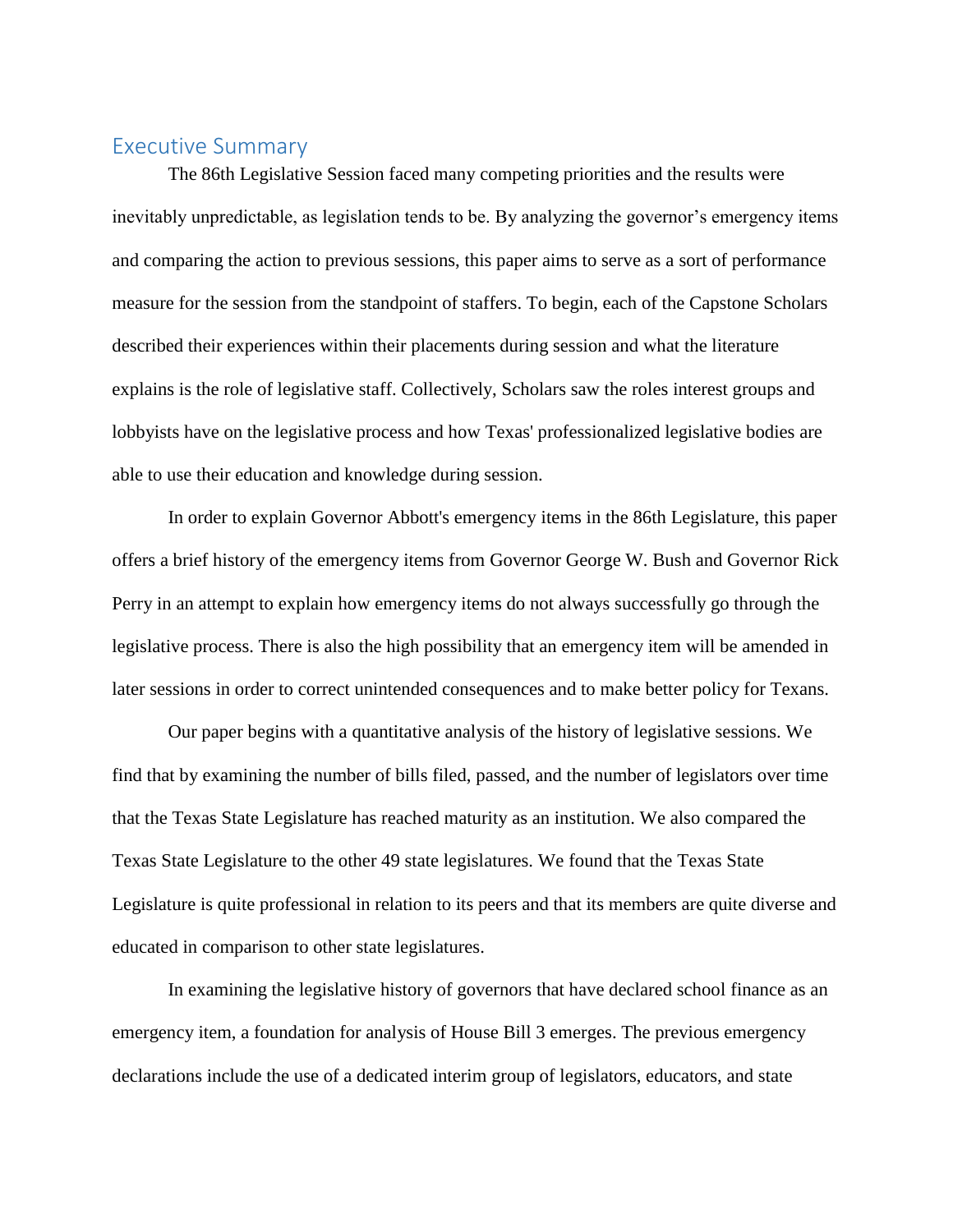## Executive Summary

The 86th Legislative Session faced many competing priorities and the results were inevitably unpredictable, as legislation tends to be. By analyzing the governor's emergency items and comparing the action to previous sessions, this paper aims to serve as a sort of performance measure for the session from the standpoint of staffers. To begin, each of the Capstone Scholars described their experiences within their placements during session and what the literature explains is the role of legislative staff. Collectively, Scholars saw the roles interest groups and lobbyists have on the legislative process and how Texas' professionalized legislative bodies are able to use their education and knowledge during session.

In order to explain Governor Abbott's emergency items in the 86th Legislature, this paper offers a brief history of the emergency items from Governor George W. Bush and Governor Rick Perry in an attempt to explain how emergency items do not always successfully go through the legislative process. There is also the high possibility that an emergency item will be amended in later sessions in order to correct unintended consequences and to make better policy for Texans.

Our paper begins with a quantitative analysis of the history of legislative sessions. We find that by examining the number of bills filed, passed, and the number of legislators over time that the Texas State Legislature has reached maturity as an institution. We also compared the Texas State Legislature to the other 49 state legislatures. We found that the Texas State Legislature is quite professional in relation to its peers and that its members are quite diverse and educated in comparison to other state legislatures.

In examining the legislative history of governors that have declared school finance as an emergency item, a foundation for analysis of House Bill 3 emerges. The previous emergency declarations include the use of a dedicated interim group of legislators, educators, and state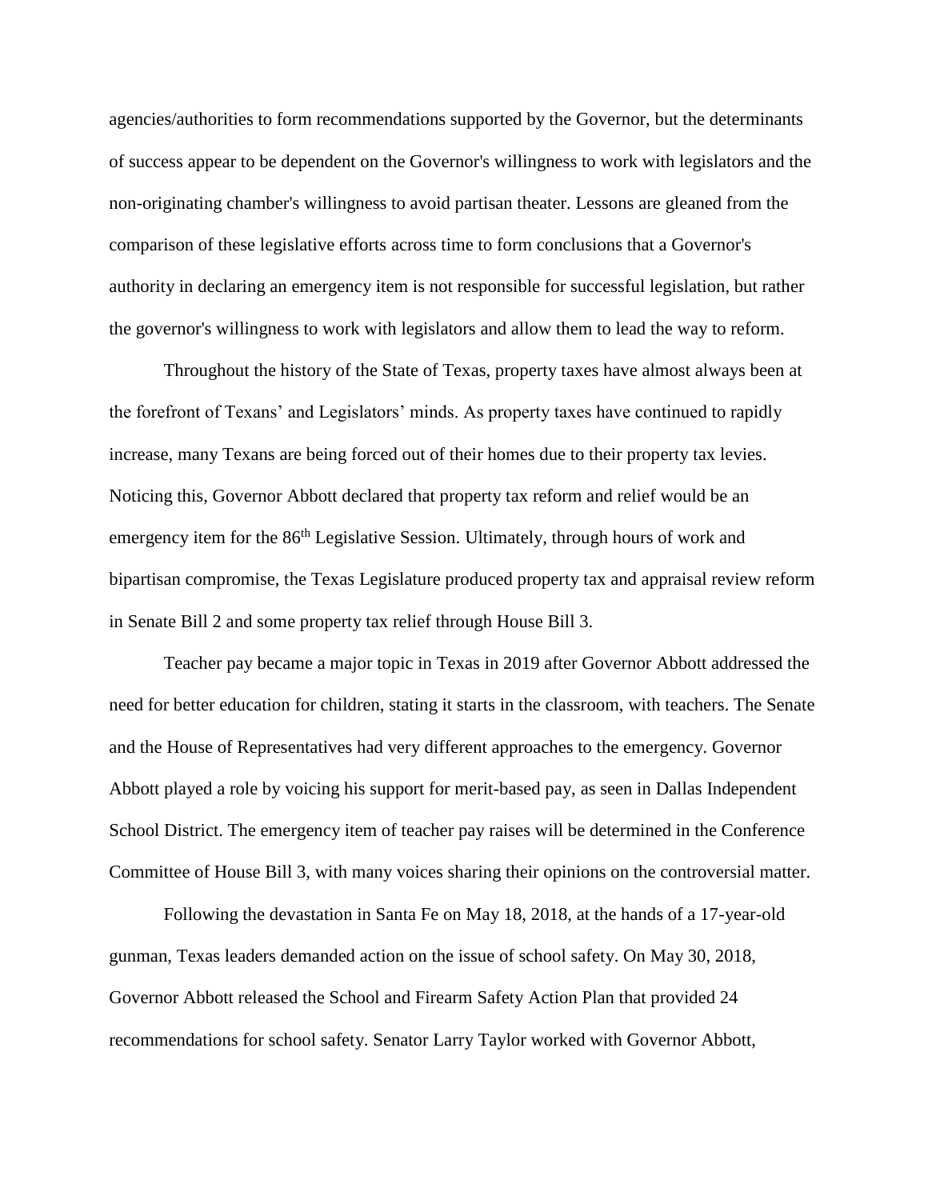agencies/authorities to form recommendations supported by the Governor, but the determinants of success appear to be dependent on the Governor's willingness to work with legislators and the non-originating chamber's willingness to avoid partisan theater. Lessons are gleaned from the comparison of these legislative efforts across time to form conclusions that a Governor's authority in declaring an emergency item is not responsible for successful legislation, but rather the governor's willingness to work with legislators and allow them to lead the way to reform.

Throughout the history of the State of Texas, property taxes have almost always been at the forefront of Texans' and Legislators' minds. As property taxes have continued to rapidly increase, many Texans are being forced out of their homes due to their property tax levies. Noticing this, Governor Abbott declared that property tax reform and relief would be an emergency item for the 86th Legislative Session. Ultimately, through hours of work and bipartisan compromise, the Texas Legislature produced property tax and appraisal review reform in Senate Bill 2 and some property tax relief through House Bill 3.

Teacher pay became a major topic in Texas in 2019 after Governor Abbott addressed the need for better education for children, stating it starts in the classroom, with teachers. The Senate and the House of Representatives had very different approaches to the emergency. Governor Abbott played a role by voicing his support for merit-based pay, as seen in Dallas Independent School District. The emergency item of teacher pay raises will be determined in the Conference Committee of House Bill 3, with many voices sharing their opinions on the controversial matter.

Following the devastation in Santa Fe on May 18, 2018, at the hands of a 17-year-old gunman, Texas leaders demanded action on the issue of school safety. On May 30, 2018, Governor Abbott released the School and Firearm Safety Action Plan that provided 24 recommendations for school safety. Senator Larry Taylor worked with Governor Abbott,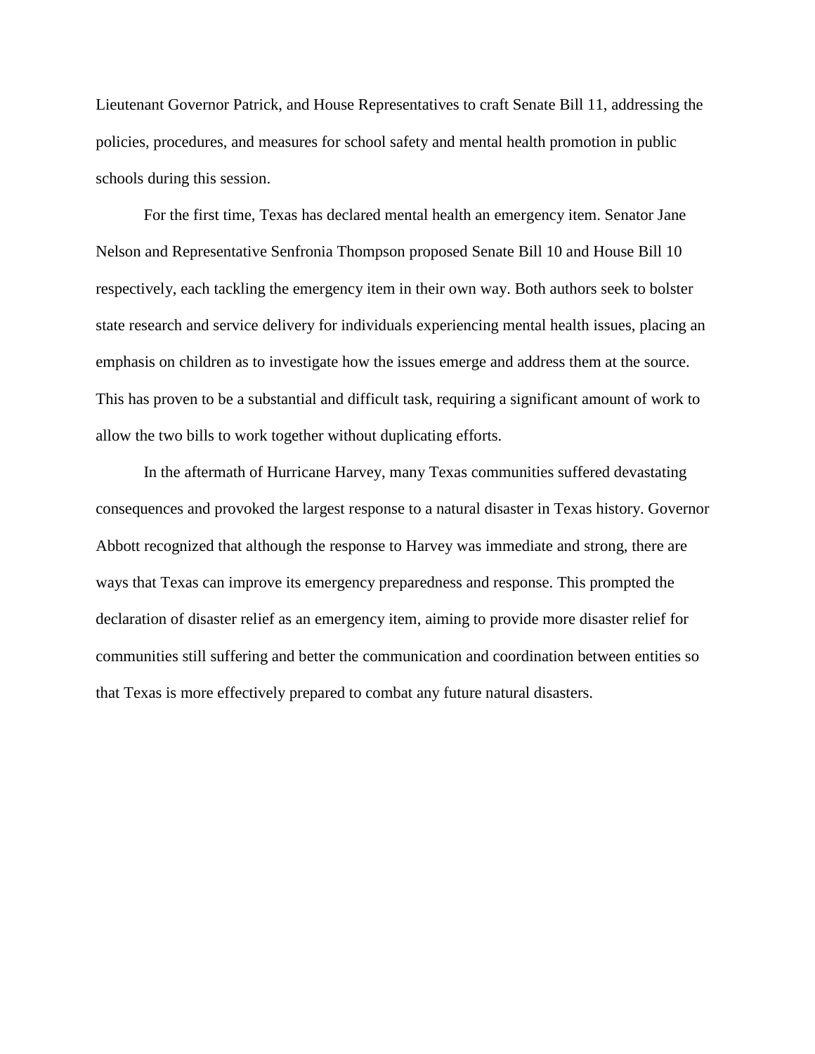Lieutenant Governor Patrick, and House Representatives to craft Senate Bill 11, addressing the policies, procedures, and measures for school safety and mental health promotion in public schools during this session.

For the first time, Texas has declared mental health an emergency item. Senator Jane Nelson and Representative Senfronia Thompson proposed Senate Bill 10 and House Bill 10 respectively, each tackling the emergency item in their own way. Both authors seek to bolster state research and service delivery for individuals experiencing mental health issues, placing an emphasis on children as to investigate how the issues emerge and address them at the source. This has proven to be a substantial and difficult task, requiring a significant amount of work to allow the two bills to work together without duplicating efforts.

In the aftermath of Hurricane Harvey, many Texas communities suffered devastating consequences and provoked the largest response to a natural disaster in Texas history. Governor Abbott recognized that although the response to Harvey was immediate and strong, there are ways that Texas can improve its emergency preparedness and response. This prompted the declaration of disaster relief as an emergency item, aiming to provide more disaster relief for communities still suffering and better the communication and coordination between entities so that Texas is more effectively prepared to combat any future natural disasters.